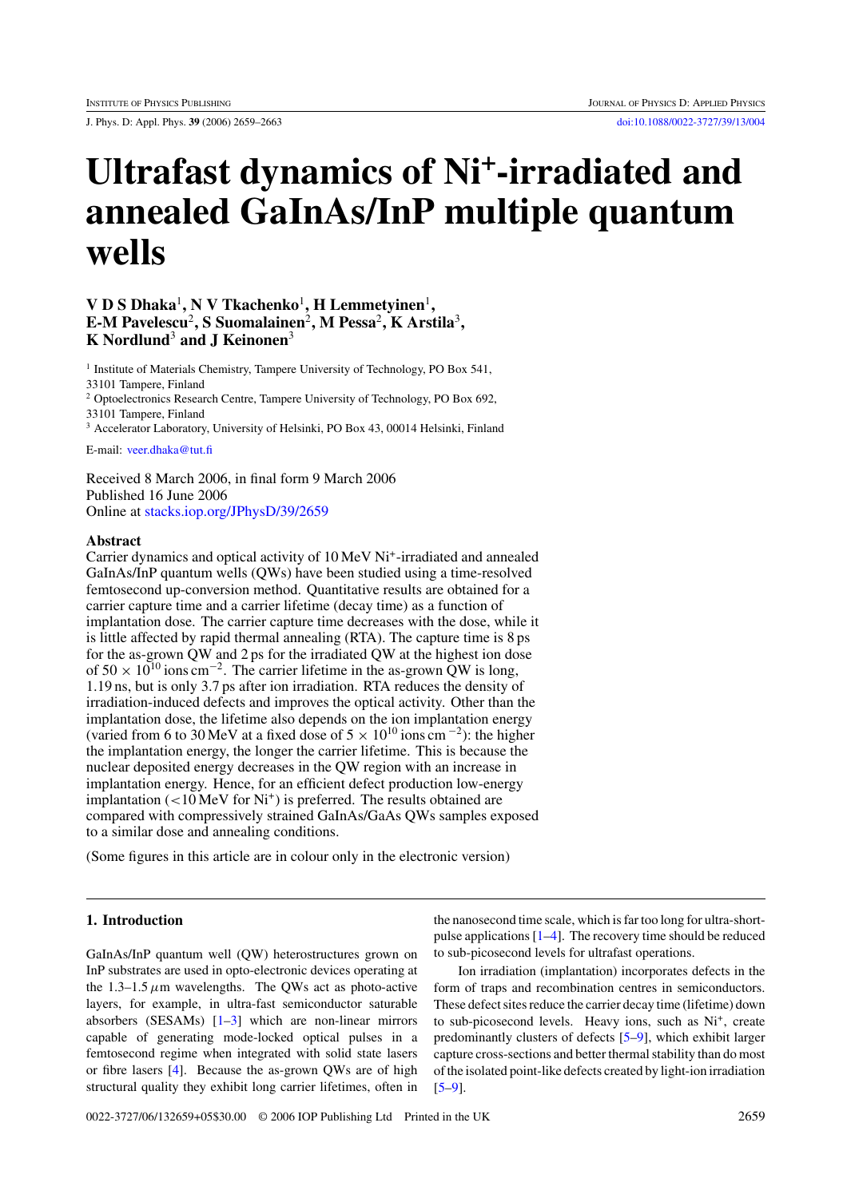# Ultrafast dynamics of $Ni^+$-irradiated and annealed GaInAs/InP multiple quantum wells

**V D S Dhaka[1], N V Tkachenko[1], H Lemmetyinen[1], E-M Pavelescu[2], S Suomalainen[2], M Pessa[2], K Arstila[3], K Nordlund[3] and J Keinonen[3]**

[1] Institute of Materials Chemistry, Tampere University of Technology, PO Box 541, 33101 Tampere, Finland

[2] Optoelectronics Research Centre, Tampere University of Technology, PO Box 692, 33101 Tampere, Finland

[3] Accelerator Laboratory, University of Helsinki, PO Box 43, 00014 Helsinki, Finland

E-mail: veer.dhaka@tut.fi

Received 8 March 2006, in final form 9 March 2006
Published 16 June 2006
Online at stacks.iop.org/JPhysD/39/2659

### Abstract

Carrier dynamics and optical activity of 10 MeV $Ni^+$-irradiated and annealed GaInAs/InP quantum wells (QWs) have been studied using a time-resolved femtosecond up-conversion method. Quantitative results are obtained for a carrier capture time and a carrier lifetime (decay time) as a function of implantation dose. The carrier capture time decreases with the dose, while it is little affected by rapid thermal annealing (RTA). The capture time is 8 ps for the as-grown QW and 2 ps for the irradiated QW at the highest ion dose of $50 \times 10^{10}$ ions $cm^{-2}$. The carrier lifetime in the as-grown QW is long, 1.19 ns, but is only 3.7 ps after ion irradiation. RTA reduces the density of irradiation-induced defects and improves the optical activity. Other than the implantation dose, the lifetime also depends on the ion implantation energy (varied from 6 to 30 MeV at a fixed dose of $5 \times 10^{10}$ ions $cm^{-2}$): the higher the implantation energy, the longer the carrier lifetime. This is because the nuclear deposited energy decreases in the QW region with an increase in implantation energy. Hence, for an efficient defect production low-energy implantation (<10 MeV for $Ni^+$) is preferred. The results obtained are compared with compressively strained GaInAs/GaAs QWs samples exposed to a similar dose and annealing conditions.

(Some figures in this article are in colour only in the electronic version)

## 1. Introduction

GaInAs/InP quantum well (QW) heterostructures grown on InP substrates are used in opto-electronic devices operating at the 1.3–1.5 $\mu$m wavelengths. The QWs act as photo-active layers, for example, in ultra-fast semiconductor saturable absorbers (SESAMs) [1–3] which are non-linear mirrors capable of generating mode-locked optical pulses in a femtosecond regime when integrated with solid state lasers or fibre lasers [4]. Because the as-grown QWs are of high structural quality they exhibit long carrier lifetimes, often in the nanosecond time scale, which is far too long for ultra-short-pulse applications [1–4]. The recovery time should be reduced to sub-picosecond levels for ultrafast operations.

Ion irradiation (implantation) incorporates defects in the form of traps and recombination centres in semiconductors. These defect sites reduce the carrier decay time (lifetime) down to sub-picosecond levels. Heavy ions, such as $Ni^+$, create predominantly clusters of defects [5–9], which exhibit larger capture cross-sections and better thermal stability than do most of the isolated point-like defects created by light-ion irradiation [5–9].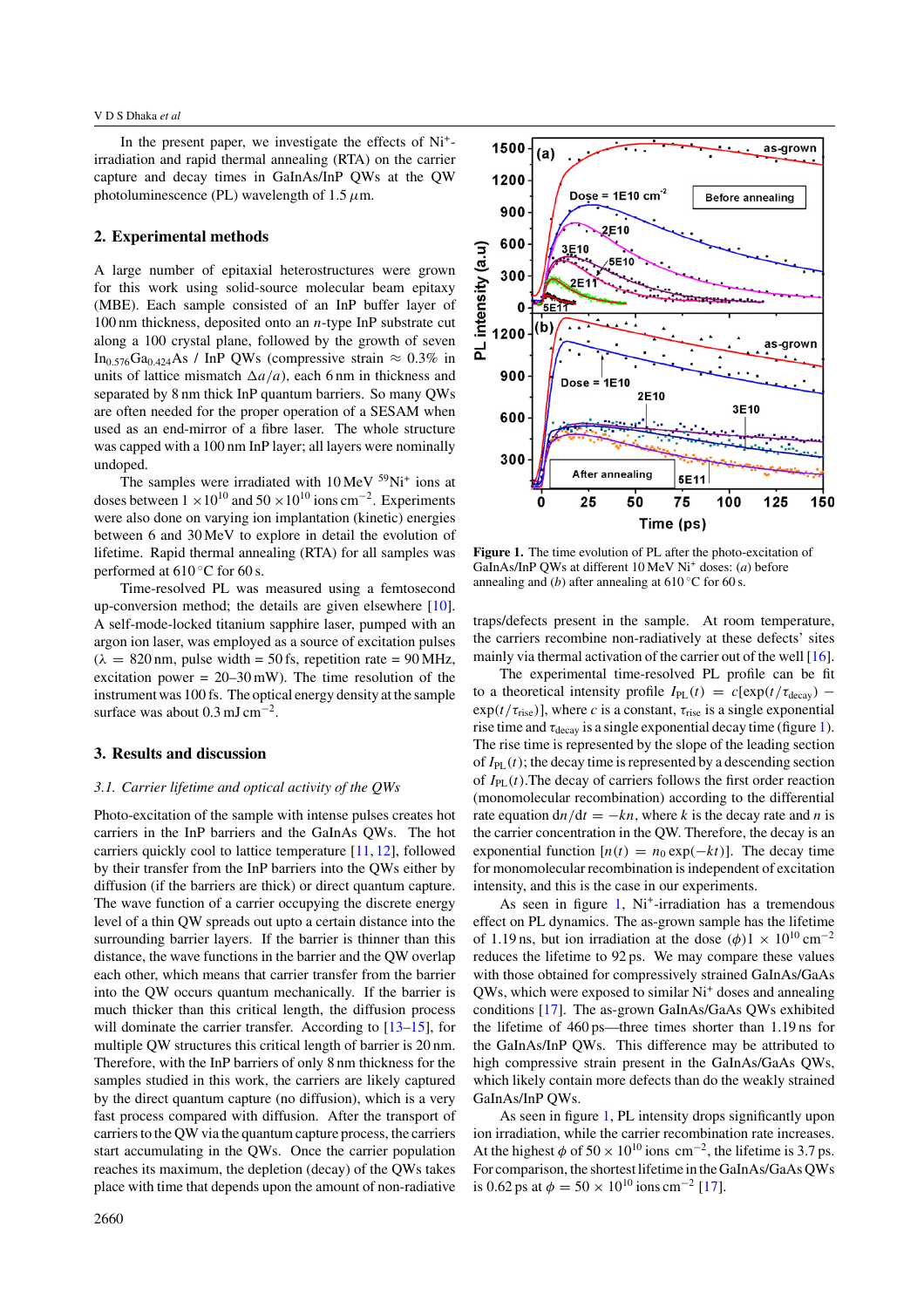In the present paper, we investigate the effects of $Ni^{+}$-irradiation and rapid thermal annealing (RTA) on the carrier capture and decay times in GaInAs/InP QWs at the QW photoluminescence (PL) wavelength of 1.5 $\mu$m.

## 2. Experimental methods

A large number of epitaxial heterostructures were grown for this work using solid-source molecular beam epitaxy (MBE). Each sample consisted of an InP buffer layer of 100 nm thickness, deposited onto an $n$-type InP substrate cut along a 100 crystal plane, followed by the growth of seven $In_{0.576}Ga_{0.424}As$ / InP QWs (compressive strain $\approx$ 0.3% in units of lattice mismatch $\Delta a/a$), each 6 nm in thickness and separated by 8 nm thick InP quantum barriers. So many QWs are often needed for the proper operation of a SESAM when used as an end-mirror of a fibre laser. The whole structure was capped with a 100 nm InP layer; all layers were nominally undoped.

The samples were irradiated with 10 MeV $^{59}Ni^{+}$ ions at doses between $1 \times 10^{10}$ and $50 \times 10^{10}$ ions cm$^{-2}$. Experiments were also done on varying ion implantation (kinetic) energies between 6 and 30 MeV to explore in detail the evolution of lifetime. Rapid thermal annealing (RTA) for all samples was performed at 610 °C for 60 s.

Time-resolved PL was measured using a femtosecond up-conversion method; the details are given elsewhere [10]. A self-mode-locked titanium sapphire laser, pumped with an argon ion laser, was employed as a source of excitation pulses ($\lambda$ = 820 nm, pulse width = 50 fs, repetition rate = 90 MHz, excitation power = 20–30 mW). The time resolution of the instrument was 100 fs. The optical energy density at the sample surface was about 0.3 mJ cm$^{-2}$.

## 3. Results and discussion

### *3.1. Carrier lifetime and optical activity of the QWs*

Photo-excitation of the sample with intense pulses creates hot carriers in the InP barriers and the GaInAs QWs. The hot carriers quickly cool to lattice temperature [11, 12], followed by their transfer from the InP barriers into the QWs either by diffusion (if the barriers are thick) or direct quantum capture. The wave function of a carrier occupying the discrete energy level of a thin QW spreads out upto a certain distance into the surrounding barrier layers. If the barrier is thinner than this distance, the wave functions in the barrier and the QW overlap each other, which means that carrier transfer from the barrier into the QW occurs quantum mechanically. If the barrier is much thicker than this critical length, the diffusion process will dominate the carrier transfer. According to [13–15], for multiple QW structures this critical length of barrier is 20 nm. Therefore, with the InP barriers of only 8 nm thickness for the samples studied in this work, the carriers are likely captured by the direct quantum capture (no diffusion), which is a very fast process compared with diffusion. After the transport of carriers to the QW via the quantum capture process, the carriers start accumulating in the QWs. Once the carrier population reaches its maximum, the depletion (decay) of the QWs takes place with time that depends upon the amount of non-radiative traps/defects present in the sample. At room temperature, the carriers recombine non-radiatively at these defects' sites mainly via thermal activation of the carrier out of the well [16].

**Figure 1.** The time evolution of PL after the photo-excitation of GaInAs/InP QWs at different 10 MeV $Ni^{+}$ doses: (*a*) before annealing and (*b*) after annealing at 610 °C for 60 s.

The experimental time-resolved PL profile can be fit to a theoretical intensity profile $I_{PL}(t) = c[\exp(t/\tau_{decay}) - \exp(t/\tau_{rise})]$, where $c$ is a constant, $\tau_{rise}$ is a single exponential rise time and $\tau_{decay}$ is a single exponential decay time (figure 1). The rise time is represented by the slope of the leading section of $I_{PL}(t)$; the decay time is represented by a descending section of $I_{PL}(t)$.The decay of carriers follows the first order reaction (monomolecular recombination) according to the differential rate equation $dn/dt = -kn$, where $k$ is the decay rate and $n$ is the carrier concentration in the QW. Therefore, the decay is an exponential function [$n(t) = n_0 \exp(-kt)$]. The decay time for monomolecular recombination is independent of excitation intensity, and this is the case in our experiments.

As seen in figure 1, $Ni^{+}$-irradiation has a tremendous effect on PL dynamics. The as-grown sample has the lifetime of 1.19 ns, but ion irradiation at the dose ($\phi$)1 $\times$ 10$^{10}$ cm$^{-2}$ reduces the lifetime to 92 ps. We may compare these values with those obtained for compressively strained GaInAs/GaAs QWs, which were exposed to similar $Ni^{+}$ doses and annealing conditions [17]. The as-grown GaInAs/GaAs QWs exhibited the lifetime of 460 ps—three times shorter than 1.19 ns for the GaInAs/InP QWs. This difference may be attributed to high compressive strain present in the GaInAs/GaAs QWs, which likely contain more defects than do the weakly strained GaInAs/InP QWs.

As seen in figure 1, PL intensity drops significantly upon ion irradiation, while the carrier recombination rate increases. At the highest $\phi$ of 50 $\times$ 10$^{10}$ ions cm$^{-2}$, the lifetime is 3.7 ps. For comparison, the shortest lifetime in the GaInAs/GaAs QWs is 0.62 ps at $\phi$ = 50 $\times$ 10$^{10}$ ions cm$^{-2}$ [17].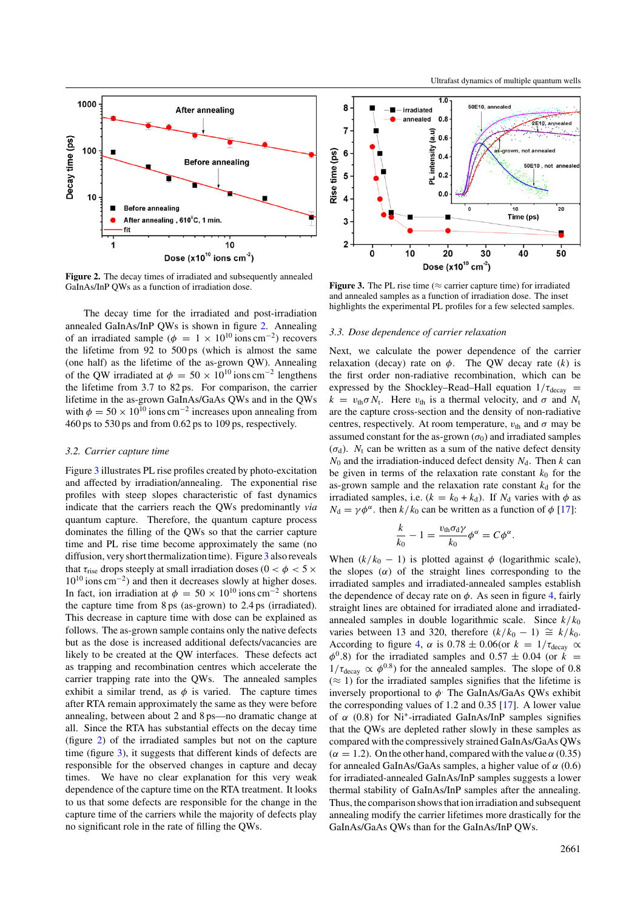**Figure 2.** The decay times of irradiated and subsequently annealed GaInAs/InP QWs as a function of irradiation dose.

The decay time for the irradiated and post-irradiation annealed GaInAs/InP QWs is shown in figure 2. Annealing of an irradiated sample ($\phi = 1 \times 10^{10}$ ions cm$^{-2}$) recovers the lifetime from 92 to 500 ps (which is almost the same (one half) as the lifetime of the as-grown QW). Annealing of the QW irradiated at $\phi = 50 \times 10^{10}$ ions cm$^{-2}$ lengthens the lifetime from 3.7 to 82 ps. For comparison, the carrier lifetime in the as-grown GaInAs/GaAs QWs and in the QWs with $\phi = 50 \times 10^{10}$ ions cm$^{-2}$ increases upon annealing from 460 ps to 530 ps and from 0.62 ps to 109 ps, respectively.

### 3.2. Carrier capture time

Figure 3 illustrates PL rise profiles created by photo-excitation and affected by irradiation/annealing. The exponential rise profiles with steep slopes characteristic of fast dynamics indicate that the carriers reach the QWs predominantly *via* quantum capture. Therefore, the quantum capture process dominates the filling of the QWs so that the carrier capture time and PL rise time become approximately the same (no diffusion, very short thermalization time). Figure 3 also reveals that $\tau_{rise}$ drops steeply at small irradiation doses ($0 < \phi < 5 \times 10^{10}$ ions cm$^{-2}$) and then it decreases slowly at higher doses. In fact, ion irradiation at $\phi = 50 \times 10^{10}$ ions cm$^{-2}$ shortens the capture time from 8 ps (as-grown) to 2.4 ps (irradiated). This decrease in capture time with dose can be explained as follows. The as-grown sample contains only the native defects but as the dose is increased additional defects/vacancies are likely to be created at the QW interfaces. These defects act as trapping and recombination centres which accelerate the carrier trapping rate into the QWs. The annealed samples exhibit a similar trend, as $\phi$ is varied. The capture times after RTA remain approximately the same as they were before annealing, between about 2 and 8 ps—no dramatic change at all. Since the RTA has substantial effects on the decay time (figure 2) of the irradiated samples but not on the capture time (figure 3), it suggests that different kinds of defects are responsible for the observed changes in capture and decay times. We have no clear explanation for this very weak dependence of the capture time on the RTA treatment. It looks to us that some defects are responsible for the change in the capture time of the carriers while the majority of defects play no significant role in the rate of filling the QWs.

**Figure 3.** The PL rise time ($\approx$ carrier capture time) for irradiated and annealed samples as a function of irradiation dose. The inset highlights the experimental PL profiles for a few selected samples.

### 3.3. Dose dependence of carrier relaxation

Next, we calculate the power dependence of the carrier relaxation (decay) rate on $\phi$. The QW decay rate ($k$) is the first order non-radiative recombination, which can be expressed by the Shockley–Read–Hall equation $1/\tau_{decay} = k = v_{th}\sigma N_t$. Here $v_{th}$ is a thermal velocity, and $\sigma$ and $N_t$ are the capture cross-section and the density of non-radiative centres, respectively. At room temperature, $v_{th}$ and $\sigma$ may be assumed constant for the as-grown ($\sigma_0$) and irradiated samples ($\sigma_d$). $N_t$ can be written as a sum of the native defect density $N_0$ and the irradiation-induced defect density $N_d$. Then $k$ can be given in terms of the relaxation rate constant $k_0$ for the as-grown sample and the relaxation rate constant $k_d$ for the irradiated samples, i.e. ($k = k_0 + k_d$). If $N_d$ varies with $\phi$ as $N_d = \gamma\phi^{\alpha}$. then $k/k_0$ can be written as a function of $\phi$ [17]:

$$\frac{k}{k_0} - 1 = \frac{v_{th}\sigma_d\gamma}{k_0}\phi^{\alpha} = C\phi^{\alpha}.$$

When $(k/k_0 - 1)$ is plotted against $\phi$ (logarithmic scale), the slopes ($\alpha$) of the straight lines corresponding to the irradiated samples and irradiated-annealed samples establish the dependence of decay rate on $\phi$. As seen in figure 4, fairly straight lines are obtained for irradiated alone and irradiated-annealed samples in double logarithmic scale. Since $k/k_0$ varies between 13 and 320, therefore $(k/k_0 - 1) \cong k/k_0$. According to figure 4, $\alpha$ is $0.78 \pm 0.06$(or $k = 1/\tau_{decay} \propto \phi^{0}.8$) for the irradiated samples and $0.57 \pm 0.04$ (or $k = 1/\tau_{decay} \propto \phi^{0.8}$) for the annealed samples. The slope of 0.8 ($\approx 1$) for the irradiated samples signifies that the lifetime is inversely proportional to $\phi$. The GaInAs/GaAs QWs exhibit the corresponding values of 1.2 and 0.35 [17]. A lower value of $\alpha$ (0.8) for Ni$^{+}$-irradiated GaInAs/InP samples signifies that the QWs are depleted rather slowly in these samples as compared with the compressively strained GaInAs/GaAs QWs ($\alpha = 1.2$). On the other hand, compared with the value $\alpha$ (0.35) for annealed GaInAs/GaAs samples, a higher value of $\alpha$ (0.6) for irradiated-annealed GaInAs/InP samples suggests a lower thermal stability of GaInAs/InP samples after the annealing. Thus, the comparison shows that ion irradiation and subsequent annealing modify the carrier lifetimes more drastically for the GaInAs/GaAs QWs than for the GaInAs/InP QWs.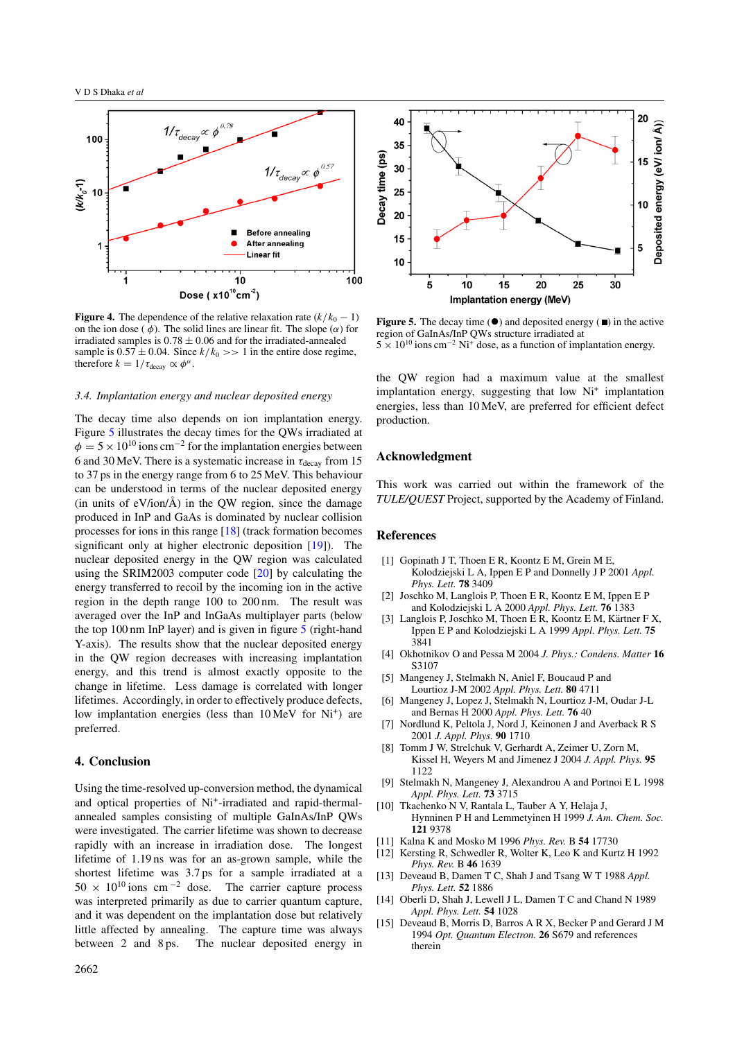**Figure 4.** The dependence of the relative relaxation rate $(k/k_0 - 1)$ on the ion dose ( $\phi$). The solid lines are linear fit. The slope ($\alpha$) for irradiated samples is $0.78 \pm 0.06$ and for the irradiated-annealed sample is $0.57 \pm 0.04$. Since $k/k_0 >> 1$ in the entire dose regime, therefore $k = 1/\tau_{decay} \propto \phi^{\alpha}$.

**Figure 5.** The decay time (●) and deposited energy (■) in the active region of GaInAs/InP QWs structure irradiated at $5 \times 10^{10}$ ions cm$^{-2}$ Ni$^+$ dose, as a function of implantation energy.

### *3.4. Implantation energy and nuclear deposited energy*

The decay time also depends on ion implantation energy. Figure 5 illustrates the decay times for the QWs irradiated at $\phi = 5 \times 10^{10}$ ions cm$^{-2}$ for the implantation energies between 6 and 30 MeV. There is a systematic increase in $\tau_{decay}$ from 15 to 37 ps in the energy range from 6 to 25 MeV. This behaviour can be understood in terms of the nuclear deposited energy (in units of eV/ion/Å) in the QW region, since the damage produced in InP and GaAs is dominated by nuclear collision processes for ions in this range [18] (track formation becomes significant only at higher electronic deposition [19]). The nuclear deposited energy in the QW region was calculated using the SRIM2003 computer code [20] by calculating the energy transferred to recoil by the incoming ion in the active region in the depth range 100 to 200 nm. The result was averaged over the InP and InGaAs multiplayer parts (below the top 100 nm InP layer) and is given in figure 5 (right-hand Y-axis). The results show that the nuclear deposited energy in the QW region decreases with increasing implantation energy, and this trend is almost exactly opposite to the change in lifetime. Less damage is correlated with longer lifetimes. Accordingly, in order to effectively produce defects, low implantation energies (less than 10 MeV for Ni$^+$) are preferred.

## 4. Conclusion

Using the time-resolved up-conversion method, the dynamical and optical properties of Ni$^+$-irradiated and rapid-thermal-annealed samples consisting of multiple GaInAs/InP QWs were investigated. The carrier lifetime was shown to decrease rapidly with an increase in irradiation dose. The longest lifetime of 1.19 ns was for an as-grown sample, while the shortest lifetime was 3.7 ps for a sample irradiated at a $50 \times 10^{10}$ ions cm$^{-2}$ dose. The carrier capture process was interpreted primarily as due to carrier quantum capture, and it was dependent on the implantation dose but relatively little affected by annealing. The capture time was always between 2 and 8 ps. The nuclear deposited energy in the QW region had a maximum value at the smallest implantation energy, suggesting that low Ni$^+$ implantation energies, less than 10 MeV, are preferred for efficient defect production.

## Acknowledgment

This work was carried out within the framework of the *TULE/QUEST* Project, supported by the Academy of Finland.

## References

[1] Gopinath J T, Thoen E R, Koontz E M, Grein M E, Kolodziejski L A, Ippen E P and Donnelly J P 2001 *Appl. Phys. Lett.* **78** 3409

[2] Joschko M, Langlois P, Thoen E R, Koontz E M, Ippen E P and Kolodziejski L A 2000 *Appl. Phys. Lett.* **76** 1383

[3] Langlois P, Joschko M, Thoen E R, Koontz E M, Kärtner F X, Ippen E P and Kolodziejski L A 1999 *Appl. Phys. Lett.* **75** 3841

[4] Okhotnikov O and Pessa M 2004 *J. Phys.: Condens. Matter* **16** S3107

[5] Mangeney J, Stelmakh N, Aniel F, Boucaud P and Lourtioz J-M 2002 *Appl. Phys. Lett.* **80** 4711

[6] Mangeney J, Lopez J, Stelmakh N, Lourtioz J-M, Oudar J-L and Bernas H 2000 *Appl. Phys. Lett.* **76** 40

[7] Nordlund K, Peltola J, Nord J, Keinonen J and Averback R S 2001 *J. Appl. Phys.* **90** 1710

[8] Tomm J W, Strelchuk V, Gerhardt A, Zeimer U, Zorn M, Kissel H, Weyers M and Jimenez J 2004 *J. Appl. Phys.* **95** 1122

[9] Stelmakh N, Mangeney J, Alexandrou A and Portnoi E L 1998 *Appl. Phys. Lett.* **73** 3715

[10] Tkachenko N V, Rantala L, Tauber A Y, Helaja J, Hynninen P H and Lemmetyinen H 1999 *J. Am. Chem. Soc.* **121** 9378

[11] Kalna K and Mosko M 1996 *Phys. Rev.* B **54** 17730

[12] Kersting R, Schwedler R, Wolter K, Leo K and Kurtz H 1992 *Phys. Rev.* B **46** 1639

[13] Deveaud B, Damen T C, Shah J and Tsang W T 1988 *Appl. Phys. Lett.* **52** 1886

[14] Oberli D, Shah J, Lewell J L, Damen T C and Chand N 1989 *Appl. Phys. Lett.* **54** 1028

[15] Deveaud B, Morris D, Barros A R X, Becker P and Gerard J M 1994 *Opt. Quantum Electron.* **26** S679 and references therein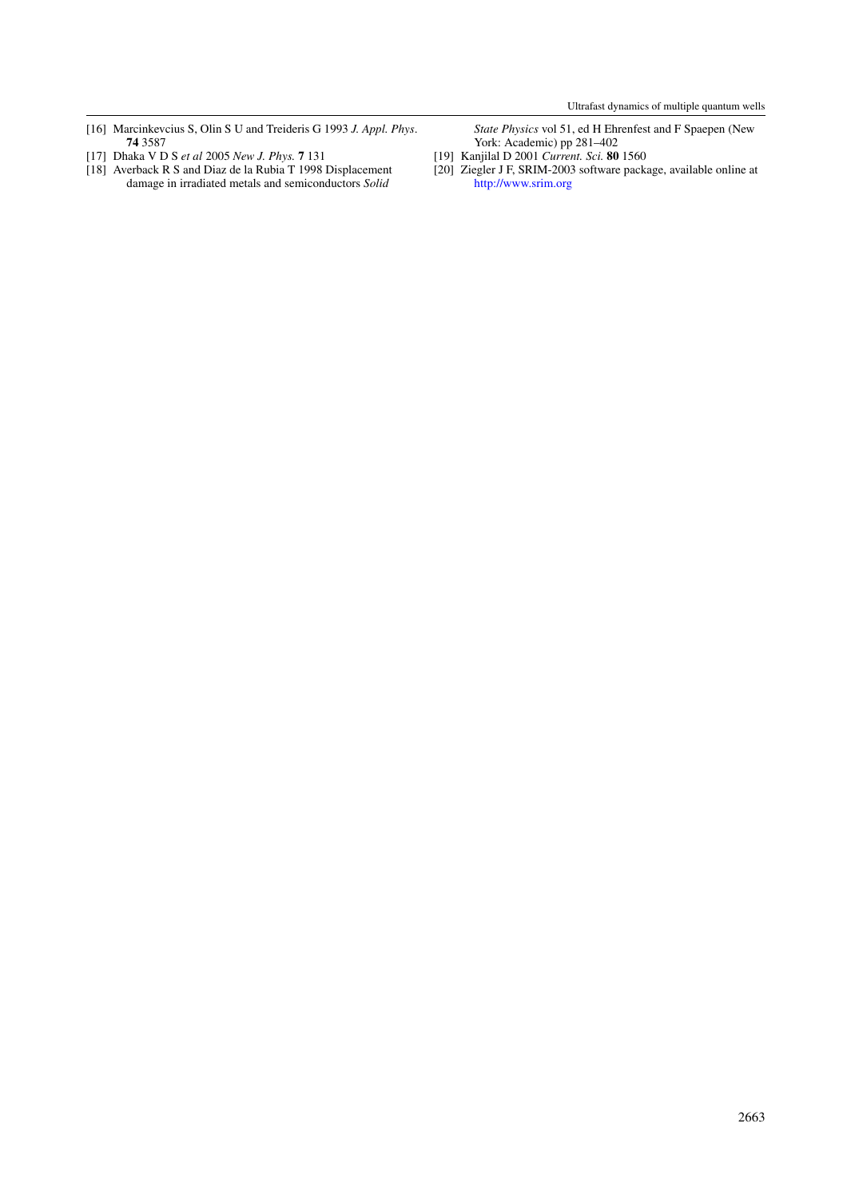[16] Marcinkevcius S, Olin S U and Treideris G 1993 *J. Appl. Phys.* **74** 3587

[17] Dhaka V D S *et al* 2005 *New J. Phys.* **7** 131

[18] Averback R S and Diaz de la Rubia T 1998 Displacement damage in irradiated metals and semiconductors *Solid State Physics* vol 51, ed H Ehrenfest and F Spaepen (New York: Academic) pp 281–402

[19] Kanjilal D 2001 *Current. Sci.* **80** 1560

[20] Ziegler J F, SRIM-2003 software package, available online at http://www.srim.org